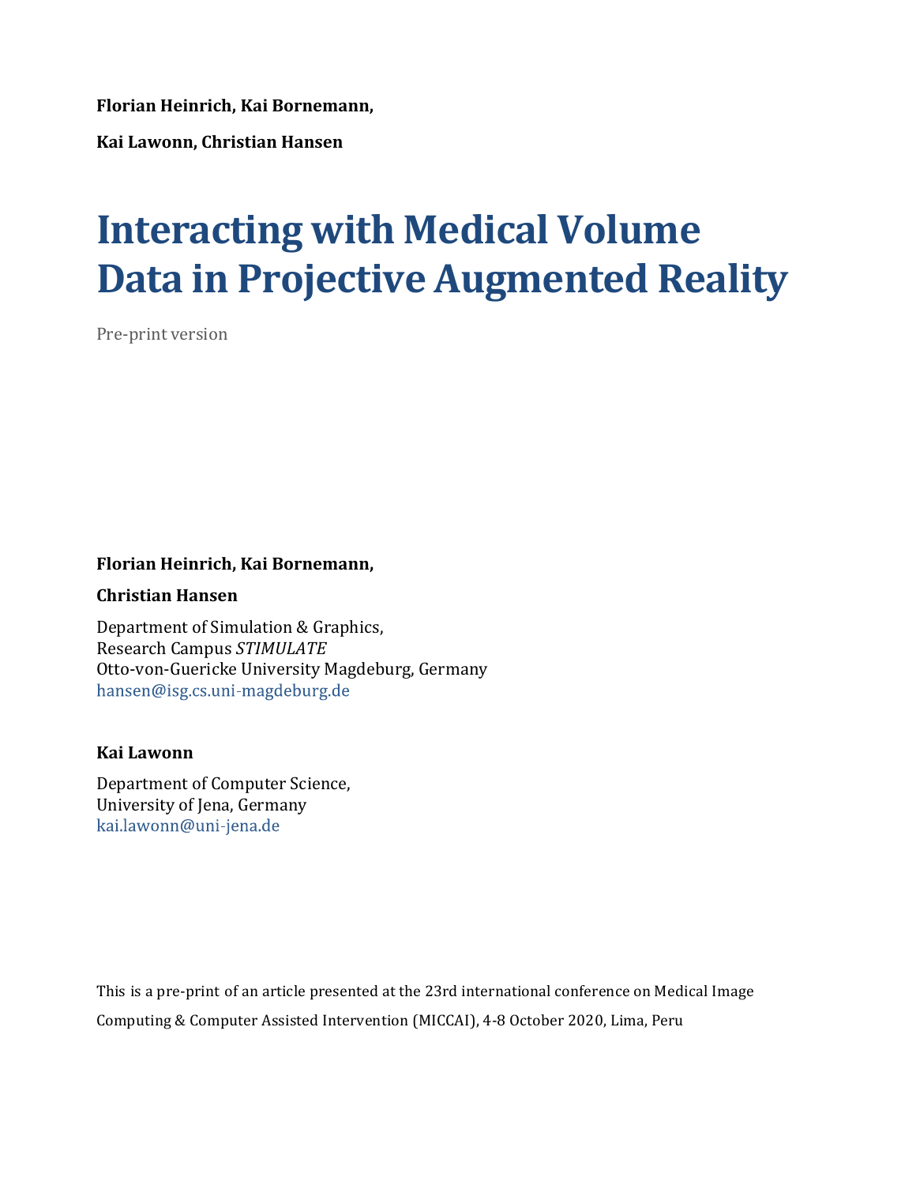**Florian Heinrich, Kai Bornemann,**

**Kai Lawonn, Christian Hansen**

# Interacting with Medical Volume Data in Projective Augmented Reality

Pre-print version

**Florian Heinrich, Kai Bornemann,**

**Christian Hansen**

Department of Simulation & Graphics,
Research Campus *STIMULATE*
Otto-von-Guericke University Magdeburg, Germany
hansen@isg.cs.uni-magdeburg.de

**Kai Lawonn**

Department of Computer Science,
University of Jena, Germany
kai.lawonn@uni-jena.de

This is a pre-print of an article presented at the 23rd international conference on Medical Image Computing & Computer Assisted Intervention (MICCAI), 4-8 October 2020, Lima, Peru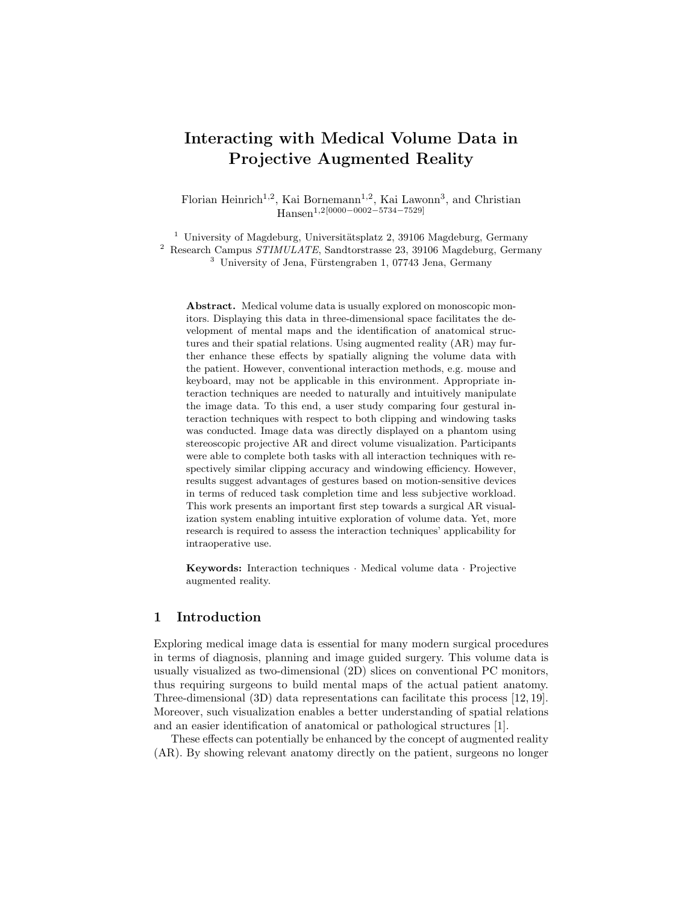# Interacting with Medical Volume Data in Projective Augmented Reality

Florian Heinrich[1,2], Kai Bornemann[1,2], Kai Lawonn[3], and Christian Hansen[1,2][0000−0002−5734−7529]

[1] University of Magdeburg, Universitätsplatz 2, 39106 Magdeburg, Germany
[2] Research Campus *STIMULATE*, Sandtorstrasse 23, 39106 Magdeburg, Germany
[3] University of Jena, Fürstengraben 1, 07743 Jena, Germany

**Abstract.** Medical volume data is usually explored on monoscopic monitors. Displaying this data in three-dimensional space facilitates the development of mental maps and the identification of anatomical structures and their spatial relations. Using augmented reality (AR) may further enhance these effects by spatially aligning the volume data with the patient. However, conventional interaction methods, e.g. mouse and keyboard, may not be applicable in this environment. Appropriate interaction techniques are needed to naturally and intuitively manipulate the image data. To this end, a user study comparing four gestural interaction techniques with respect to both clipping and windowing tasks was conducted. Image data was directly displayed on a phantom using stereoscopic projective AR and direct volume visualization. Participants were able to complete both tasks with all interaction techniques with respectively similar clipping accuracy and windowing efficiency. However, results suggest advantages of gestures based on motion-sensitive devices in terms of reduced task completion time and less subjective workload. This work presents an important first step towards a surgical AR visualization system enabling intuitive exploration of volume data. Yet, more research is required to assess the interaction techniques' applicability for intraoperative use.

**Keywords:** Interaction techniques · Medical volume data · Projective augmented reality.

## 1 Introduction

Exploring medical image data is essential for many modern surgical procedures in terms of diagnosis, planning and image guided surgery. This volume data is usually visualized as two-dimensional (2D) slices on conventional PC monitors, thus requiring surgeons to build mental maps of the actual patient anatomy. Three-dimensional (3D) data representations can facilitate this process [12, 19]. Moreover, such visualization enables a better understanding of spatial relations and an easier identification of anatomical or pathological structures [1].

These effects can potentially be enhanced by the concept of augmented reality (AR). By showing relevant anatomy directly on the patient, surgeons no longer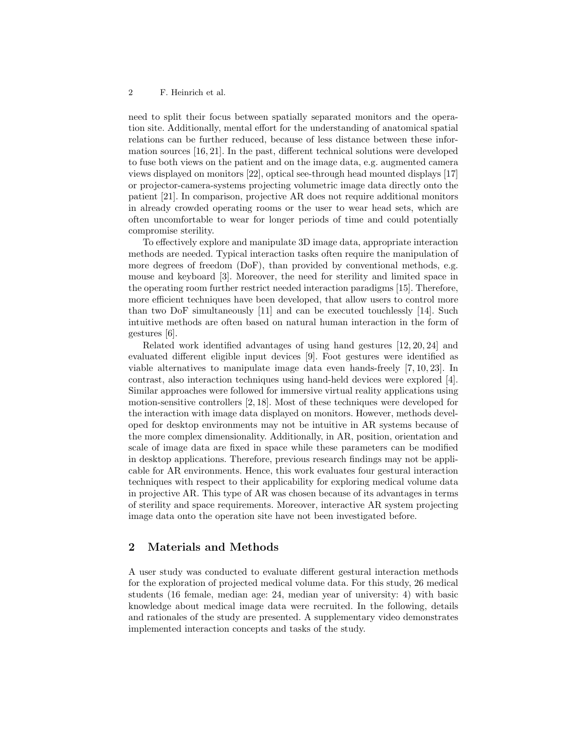need to split their focus between spatially separated monitors and the operation site. Additionally, mental effort for the understanding of anatomical spatial relations can be further reduced, because of less distance between these information sources [16, 21]. In the past, different technical solutions were developed to fuse both views on the patient and on the image data, e.g. augmented camera views displayed on monitors [22], optical see-through head mounted displays [17] or projector-camera-systems projecting volumetric image data directly onto the patient [21]. In comparison, projective AR does not require additional monitors in already crowded operating rooms or the user to wear head sets, which are often uncomfortable to wear for longer periods of time and could potentially compromise sterility.

To effectively explore and manipulate 3D image data, appropriate interaction methods are needed. Typical interaction tasks often require the manipulation of more degrees of freedom (DoF), than provided by conventional methods, e.g. mouse and keyboard [3]. Moreover, the need for sterility and limited space in the operating room further restrict needed interaction paradigms [15]. Therefore, more efficient techniques have been developed, that allow users to control more than two DoF simultaneously [11] and can be executed touchlessly [14]. Such intuitive methods are often based on natural human interaction in the form of gestures [6].

Related work identified advantages of using hand gestures [12, 20, 24] and evaluated different eligible input devices [9]. Foot gestures were identified as viable alternatives to manipulate image data even hands-freely [7, 10, 23]. In contrast, also interaction techniques using hand-held devices were explored [4]. Similar approaches were followed for immersive virtual reality applications using motion-sensitive controllers [2, 18]. Most of these techniques were developed for the interaction with image data displayed on monitors. However, methods developed for desktop environments may not be intuitive in AR systems because of the more complex dimensionality. Additionally, in AR, position, orientation and scale of image data are fixed in space while these parameters can be modified in desktop applications. Therefore, previous research findings may not be applicable for AR environments. Hence, this work evaluates four gestural interaction techniques with respect to their applicability for exploring medical volume data in projective AR. This type of AR was chosen because of its advantages in terms of sterility and space requirements. Moreover, interactive AR system projecting image data onto the operation site have not been investigated before.

## 2 Materials and Methods

A user study was conducted to evaluate different gestural interaction methods for the exploration of projected medical volume data. For this study, 26 medical students (16 female, median age: 24, median year of university: 4) with basic knowledge about medical image data were recruited. In the following, details and rationales of the study are presented. A supplementary video demonstrates implemented interaction concepts and tasks of the study.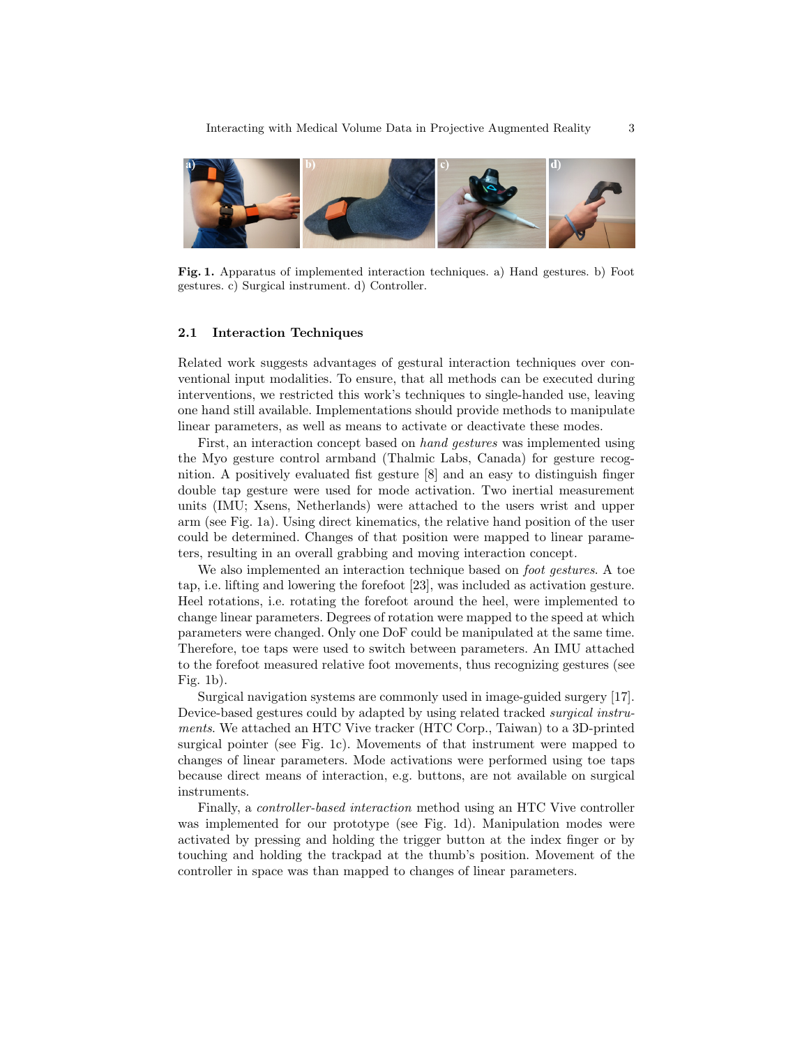**Fig. 1.** Apparatus of implemented interaction techniques. a) Hand gestures. b) Foot gestures. c) Surgical instrument. d) Controller.

### 2.1 Interaction Techniques

Related work suggests advantages of gestural interaction techniques over conventional input modalities. To ensure, that all methods can be executed during interventions, we restricted this work's techniques to single-handed use, leaving one hand still available. Implementations should provide methods to manipulate linear parameters, as well as means to activate or deactivate these modes.

First, an interaction concept based on *hand gestures* was implemented using the Myo gesture control armband (Thalmic Labs, Canada) for gesture recognition. A positively evaluated fist gesture [8] and an easy to distinguish finger double tap gesture were used for mode activation. Two inertial measurement units (IMU; Xsens, Netherlands) were attached to the users wrist and upper arm (see Fig. 1a). Using direct kinematics, the relative hand position of the user could be determined. Changes of that position were mapped to linear parameters, resulting in an overall grabbing and moving interaction concept.

We also implemented an interaction technique based on *foot gestures*. A toe tap, i.e. lifting and lowering the forefoot [23], was included as activation gesture. Heel rotations, i.e. rotating the forefoot around the heel, were implemented to change linear parameters. Degrees of rotation were mapped to the speed at which parameters were changed. Only one DoF could be manipulated at the same time. Therefore, toe taps were used to switch between parameters. An IMU attached to the forefoot measured relative foot movements, thus recognizing gestures (see Fig. 1b).

Surgical navigation systems are commonly used in image-guided surgery [17]. Device-based gestures could by adapted by using related tracked *surgical instruments*. We attached an HTC Vive tracker (HTC Corp., Taiwan) to a 3D-printed surgical pointer (see Fig. 1c). Movements of that instrument were mapped to changes of linear parameters. Mode activations were performed using toe taps because direct means of interaction, e.g. buttons, are not available on surgical instruments.

Finally, a *controller-based interaction* method using an HTC Vive controller was implemented for our prototype (see Fig. 1d). Manipulation modes were activated by pressing and holding the trigger button at the index finger or by touching and holding the trackpad at the thumb's position. Movement of the controller in space was than mapped to changes of linear parameters.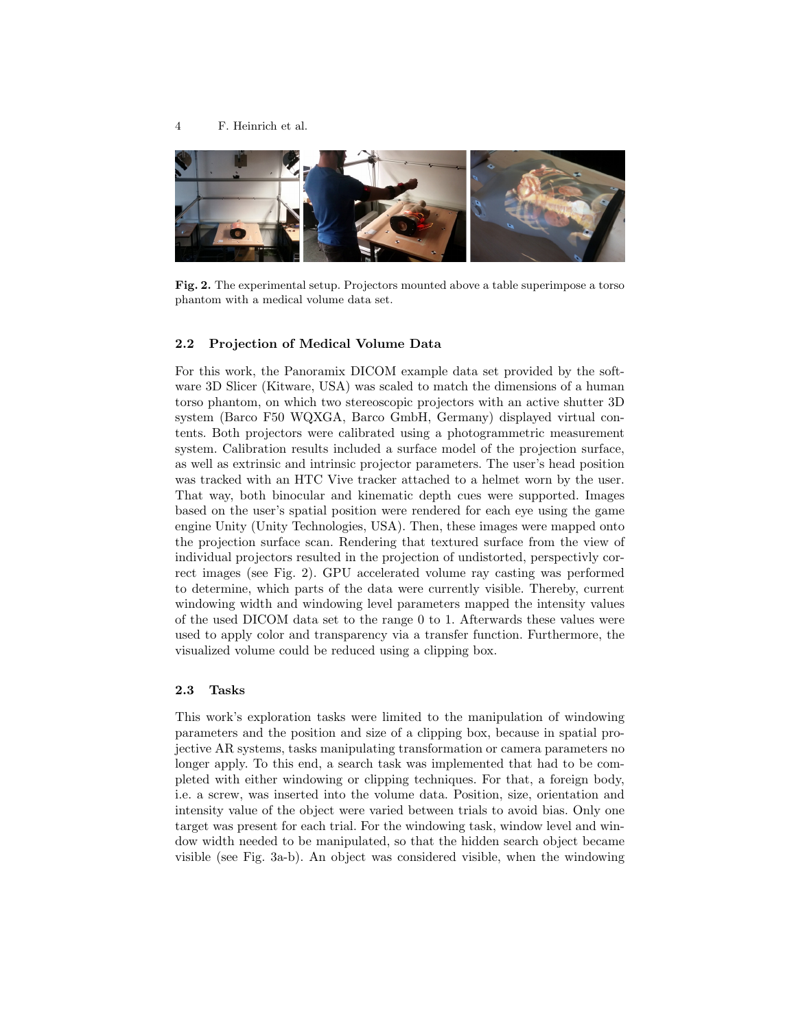Fig. 2. The experimental setup. Projectors mounted above a table superimpose a torso phantom with a medical volume data set.

### 2.2 Projection of Medical Volume Data

For this work, the Panoramix DICOM example data set provided by the software 3D Slicer (Kitware, USA) was scaled to match the dimensions of a human torso phantom, on which two stereoscopic projectors with an active shutter 3D system (Barco F50 WQXGA, Barco GmbH, Germany) displayed virtual contents. Both projectors were calibrated using a photogrammetric measurement system. Calibration results included a surface model of the projection surface, as well as extrinsic and intrinsic projector parameters. The user's head position was tracked with an HTC Vive tracker attached to a helmet worn by the user. That way, both binocular and kinematic depth cues were supported. Images based on the user's spatial position were rendered for each eye using the game engine Unity (Unity Technologies, USA). Then, these images were mapped onto the projection surface scan. Rendering that textured surface from the view of individual projectors resulted in the projection of undistorted, perspectivly correct images (see Fig. 2). GPU accelerated volume ray casting was performed to determine, which parts of the data were currently visible. Thereby, current windowing width and windowing level parameters mapped the intensity values of the used DICOM data set to the range 0 to 1. Afterwards these values were used to apply color and transparency via a transfer function. Furthermore, the visualized volume could be reduced using a clipping box.

### 2.3 Tasks

This work's exploration tasks were limited to the manipulation of windowing parameters and the position and size of a clipping box, because in spatial projective AR systems, tasks manipulating transformation or camera parameters no longer apply. To this end, a search task was implemented that had to be completed with either windowing or clipping techniques. For that, a foreign body, i.e. a screw, was inserted into the volume data. Position, size, orientation and intensity value of the object were varied between trials to avoid bias. Only one target was present for each trial. For the windowing task, window level and window width needed to be manipulated, so that the hidden search object became visible (see Fig. 3a-b). An object was considered visible, when the windowing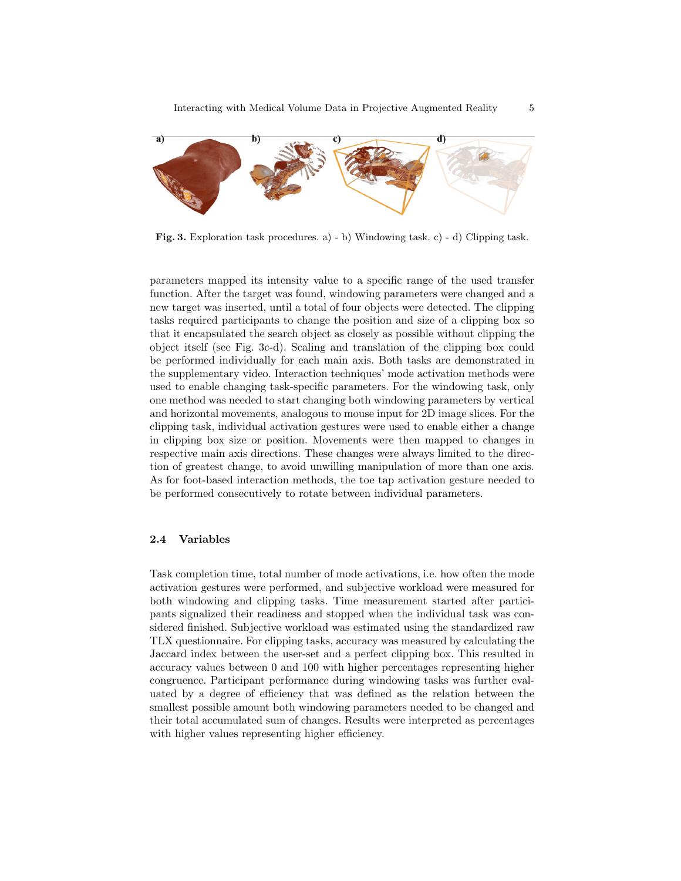**Fig. 3.** Exploration task procedures. a) - b) Windowing task. c) - d) Clipping task.

parameters mapped its intensity value to a specific range of the used transfer function. After the target was found, windowing parameters were changed and a new target was inserted, until a total of four objects were detected. The clipping tasks required participants to change the position and size of a clipping box so that it encapsulated the search object as closely as possible without clipping the object itself (see Fig. 3c-d). Scaling and translation of the clipping box could be performed individually for each main axis. Both tasks are demonstrated in the supplementary video. Interaction techniques' mode activation methods were used to enable changing task-specific parameters. For the windowing task, only one method was needed to start changing both windowing parameters by vertical and horizontal movements, analogous to mouse input for 2D image slices. For the clipping task, individual activation gestures were used to enable either a change in clipping box size or position. Movements were then mapped to changes in respective main axis directions. These changes were always limited to the direction of greatest change, to avoid unwilling manipulation of more than one axis. As for foot-based interaction methods, the toe tap activation gesture needed to be performed consecutively to rotate between individual parameters.

### 2.4 Variables

Task completion time, total number of mode activations, i.e. how often the mode activation gestures were performed, and subjective workload were measured for both windowing and clipping tasks. Time measurement started after participants signalized their readiness and stopped when the individual task was considered finished. Subjective workload was estimated using the standardized raw TLX questionnaire. For clipping tasks, accuracy was measured by calculating the Jaccard index between the user-set and a perfect clipping box. This resulted in accuracy values between 0 and 100 with higher percentages representing higher congruence. Participant performance during windowing tasks was further evaluated by a degree of efficiency that was defined as the relation between the smallest possible amount both windowing parameters needed to be changed and their total accumulated sum of changes. Results were interpreted as percentages with higher values representing higher efficiency.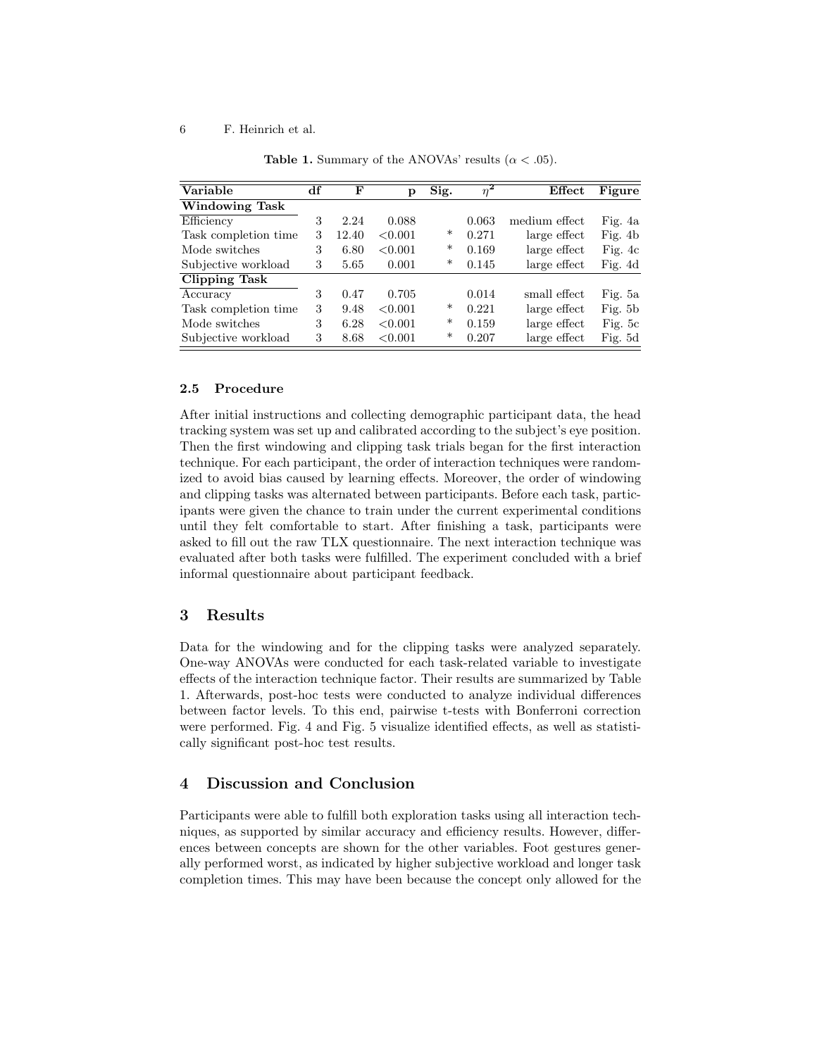**Table 1.** Summary of the ANOVAs' results ($\alpha < .05$).

| Variable | df | F | p | Sig. | $\eta^2$ | Effect | Figure |
|---|---|---|---|---|---|---|---|
| **Windowing Task** | | | | | | | |
| Efficiency | 3 | 2.24 | 0.088 | | 0.063 | medium effect | Fig. 4a |
| Task completion time | 3 | 12.40 | <0.001 | * | 0.271 | large effect | Fig. 4b |
| Mode switches | 3 | 6.80 | <0.001 | * | 0.169 | large effect | Fig. 4c |
| Subjective workload | 3 | 5.65 | 0.001 | * | 0.145 | large effect | Fig. 4d |
| **Clipping Task** | | | | | | | |
| Accuracy | 3 | 0.47 | 0.705 | | 0.014 | small effect | Fig. 5a |
| Task completion time | 3 | 9.48 | <0.001 | * | 0.221 | large effect | Fig. 5b |
| Mode switches | 3 | 6.28 | <0.001 | * | 0.159 | large effect | Fig. 5c |
| Subjective workload | 3 | 8.68 | <0.001 | * | 0.207 | large effect | Fig. 5d |

### 2.5 Procedure

After initial instructions and collecting demographic participant data, the head tracking system was set up and calibrated according to the subject's eye position. Then the first windowing and clipping task trials began for the first interaction technique. For each participant, the order of interaction techniques were randomized to avoid bias caused by learning effects. Moreover, the order of windowing and clipping tasks was alternated between participants. Before each task, participants were given the chance to train under the current experimental conditions until they felt comfortable to start. After finishing a task, participants were asked to fill out the raw TLX questionnaire. The next interaction technique was evaluated after both tasks were fulfilled. The experiment concluded with a brief informal questionnaire about participant feedback.

## 3 Results

Data for the windowing and for the clipping tasks were analyzed separately. One-way ANOVAs were conducted for each task-related variable to investigate effects of the interaction technique factor. Their results are summarized by Table 1. Afterwards, post-hoc tests were conducted to analyze individual differences between factor levels. To this end, pairwise t-tests with Bonferroni correction were performed. Fig. 4 and Fig. 5 visualize identified effects, as well as statistically significant post-hoc test results.

## 4 Discussion and Conclusion

Participants were able to fulfill both exploration tasks using all interaction techniques, as supported by similar accuracy and efficiency results. However, differences between concepts are shown for the other variables. Foot gestures generally performed worst, as indicated by higher subjective workload and longer task completion times. This may have been because the concept only allowed for the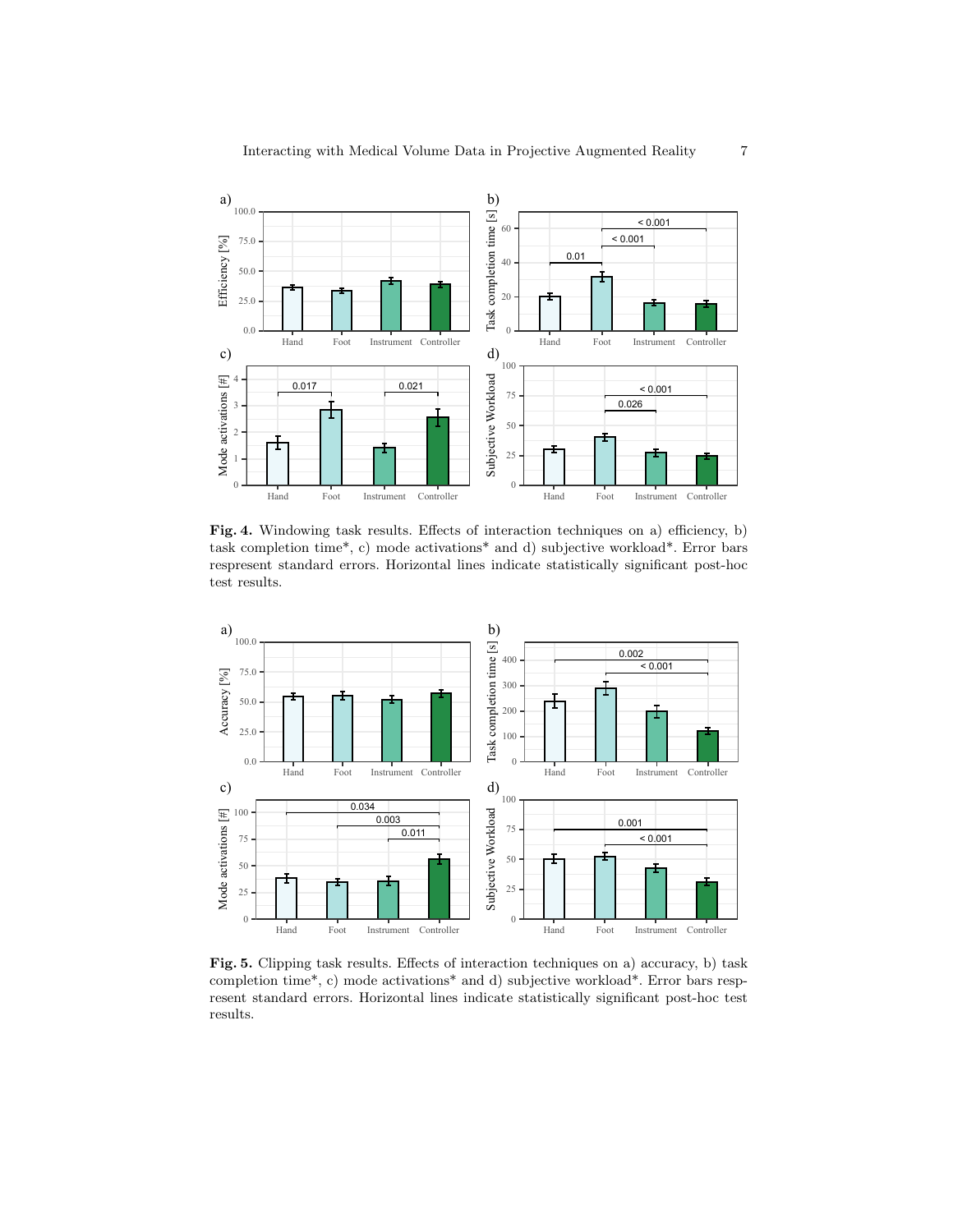**Fig. 4.** Windowing task results. Effects of interaction techniques on a) efficiency, b) task completion time*, c) mode activations* and d) subjective workload*. Error bars respresent standard errors. Horizontal lines indicate statistically significant post-hoc test results.

**Fig. 5.** Clipping task results. Effects of interaction techniques on a) accuracy, b) task completion time*, c) mode activations* and d) subjective workload*. Error bars respresent standard errors. Horizontal lines indicate statistically significant post-hoc test results.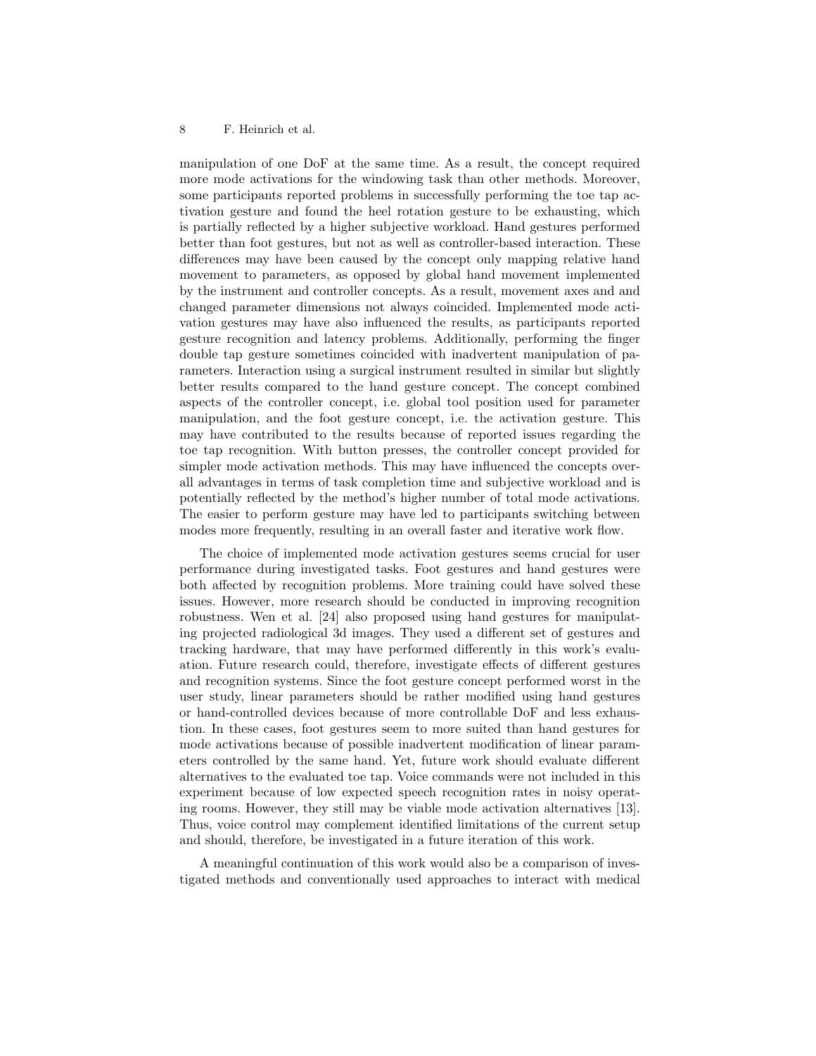manipulation of one DoF at the same time. As a result, the concept required more mode activations for the windowing task than other methods. Moreover, some participants reported problems in successfully performing the toe tap activation gesture and found the heel rotation gesture to be exhausting, which is partially reflected by a higher subjective workload. Hand gestures performed better than foot gestures, but not as well as controller-based interaction. These differences may have been caused by the concept only mapping relative hand movement to parameters, as opposed by global hand movement implemented by the instrument and controller concepts. As a result, movement axes and and changed parameter dimensions not always coincided. Implemented mode activation gestures may have also influenced the results, as participants reported gesture recognition and latency problems. Additionally, performing the finger double tap gesture sometimes coincided with inadvertent manipulation of parameters. Interaction using a surgical instrument resulted in similar but slightly better results compared to the hand gesture concept. The concept combined aspects of the controller concept, i.e. global tool position used for parameter manipulation, and the foot gesture concept, i.e. the activation gesture. This may have contributed to the results because of reported issues regarding the toe tap recognition. With button presses, the controller concept provided for simpler mode activation methods. This may have influenced the concepts overall advantages in terms of task completion time and subjective workload and is potentially reflected by the method's higher number of total mode activations. The easier to perform gesture may have led to participants switching between modes more frequently, resulting in an overall faster and iterative work flow.

The choice of implemented mode activation gestures seems crucial for user performance during investigated tasks. Foot gestures and hand gestures were both affected by recognition problems. More training could have solved these issues. However, more research should be conducted in improving recognition robustness. Wen et al. [24] also proposed using hand gestures for manipulating projected radiological 3d images. They used a different set of gestures and tracking hardware, that may have performed differently in this work's evaluation. Future research could, therefore, investigate effects of different gestures and recognition systems. Since the foot gesture concept performed worst in the user study, linear parameters should be rather modified using hand gestures or hand-controlled devices because of more controllable DoF and less exhaustion. In these cases, foot gestures seem to more suited than hand gestures for mode activations because of possible inadvertent modification of linear parameters controlled by the same hand. Yet, future work should evaluate different alternatives to the evaluated toe tap. Voice commands were not included in this experiment because of low expected speech recognition rates in noisy operating rooms. However, they still may be viable mode activation alternatives [13]. Thus, voice control may complement identified limitations of the current setup and should, therefore, be investigated in a future iteration of this work.

A meaningful continuation of this work would also be a comparison of investigated methods and conventionally used approaches to interact with medical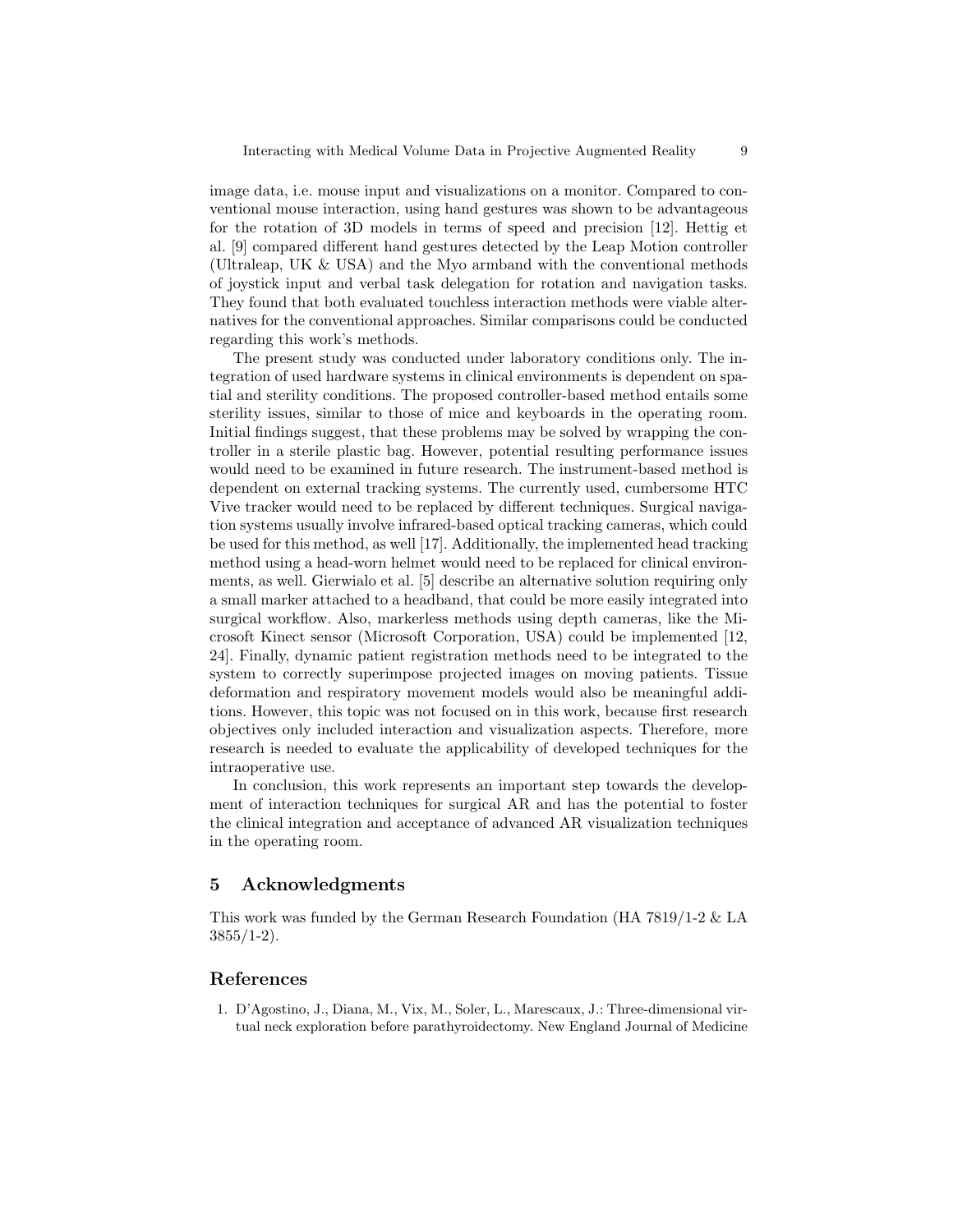image data, i.e. mouse input and visualizations on a monitor. Compared to conventional mouse interaction, using hand gestures was shown to be advantageous for the rotation of 3D models in terms of speed and precision [12]. Hettig et al. [9] compared different hand gestures detected by the Leap Motion controller (Ultraleap, UK & USA) and the Myo armband with the conventional methods of joystick input and verbal task delegation for rotation and navigation tasks. They found that both evaluated touchless interaction methods were viable alternatives for the conventional approaches. Similar comparisons could be conducted regarding this work's methods.

The present study was conducted under laboratory conditions only. The integration of used hardware systems in clinical environments is dependent on spatial and sterility conditions. The proposed controller-based method entails some sterility issues, similar to those of mice and keyboards in the operating room. Initial findings suggest, that these problems may be solved by wrapping the controller in a sterile plastic bag. However, potential resulting performance issues would need to be examined in future research. The instrument-based method is dependent on external tracking systems. The currently used, cumbersome HTC Vive tracker would need to be replaced by different techniques. Surgical navigation systems usually involve infrared-based optical tracking cameras, which could be used for this method, as well [17]. Additionally, the implemented head tracking method using a head-worn helmet would need to be replaced for clinical environments, as well. Gierwialo et al. [5] describe an alternative solution requiring only a small marker attached to a headband, that could be more easily integrated into surgical workflow. Also, markerless methods using depth cameras, like the Microsoft Kinect sensor (Microsoft Corporation, USA) could be implemented [12, 24]. Finally, dynamic patient registration methods need to be integrated to the system to correctly superimpose projected images on moving patients. Tissue deformation and respiratory movement models would also be meaningful additions. However, this topic was not focused on in this work, because first research objectives only included interaction and visualization aspects. Therefore, more research is needed to evaluate the applicability of developed techniques for the intraoperative use.

In conclusion, this work represents an important step towards the development of interaction techniques for surgical AR and has the potential to foster the clinical integration and acceptance of advanced AR visualization techniques in the operating room.

## 5 Acknowledgments

This work was funded by the German Research Foundation (HA 7819/1-2 & LA 3855/1-2).

## References

1. D'Agostino, J., Diana, M., Vix, M., Soler, L., Marescaux, J.: Three-dimensional virtual neck exploration before parathyroidectomy. New England Journal of Medicine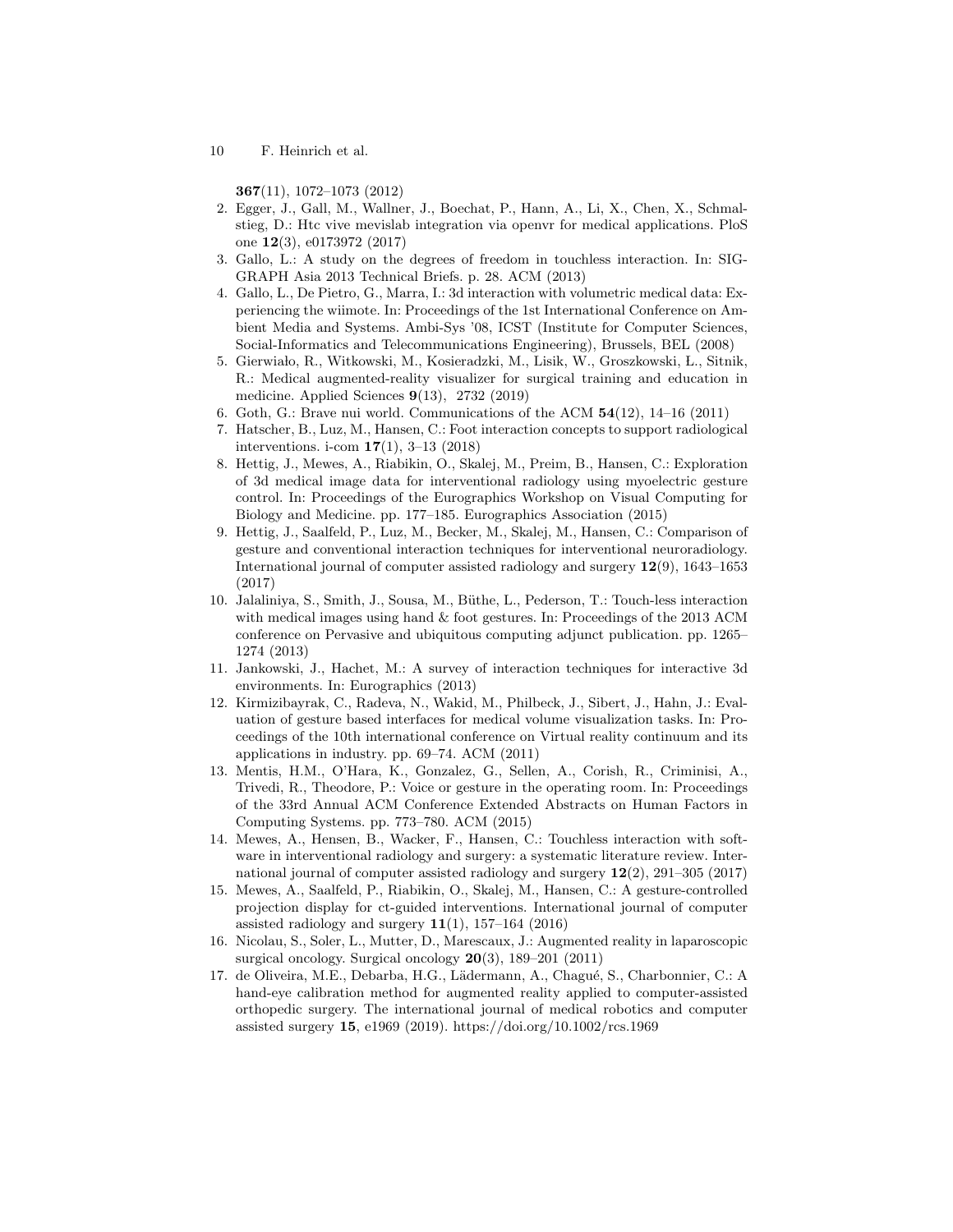**367**(11), 1072–1073 (2012)

2. Egger, J., Gall, M., Wallner, J., Boechat, P., Hann, A., Li, X., Chen, X., Schmalstieg, D.: Htc vive mevislab integration via openvr for medical applications. PloS one **12**(3), e0173972 (2017)
3. Gallo, L.: A study on the degrees of freedom in touchless interaction. In: SIGGRAPH Asia 2013 Technical Briefs. p. 28. ACM (2013)
4. Gallo, L., De Pietro, G., Marra, I.: 3d interaction with volumetric medical data: Experiencing the wiimote. In: Proceedings of the 1st International Conference on Ambient Media and Systems. Ambi-Sys '08, ICST (Institute for Computer Sciences, Social-Informatics and Telecommunications Engineering), Brussels, BEL (2008)
5. Gierwiało, R., Witkowski, M., Kosieradzki, M., Lisik, W., Groszkowski, Ł., Sitnik, R.: Medical augmented-reality visualizer for surgical training and education in medicine. Applied Sciences **9**(13), 2732 (2019)
6. Goth, G.: Brave nui world. Communications of the ACM **54**(12), 14–16 (2011)
7. Hatscher, B., Luz, M., Hansen, C.: Foot interaction concepts to support radiological interventions. i-com **17**(1), 3–13 (2018)
8. Hettig, J., Mewes, A., Riabikin, O., Skalej, M., Preim, B., Hansen, C.: Exploration of 3d medical image data for interventional radiology using myoelectric gesture control. In: Proceedings of the Eurographics Workshop on Visual Computing for Biology and Medicine. pp. 177–185. Eurographics Association (2015)
9. Hettig, J., Saalfeld, P., Luz, M., Becker, M., Skalej, M., Hansen, C.: Comparison of gesture and conventional interaction techniques for interventional neuroradiology. International journal of computer assisted radiology and surgery **12**(9), 1643–1653 (2017)
10. Jalaliniya, S., Smith, J., Sousa, M., Büthe, L., Pederson, T.: Touch-less interaction with medical images using hand & foot gestures. In: Proceedings of the 2013 ACM conference on Pervasive and ubiquitous computing adjunct publication. pp. 1265–1274 (2013)
11. Jankowski, J., Hachet, M.: A survey of interaction techniques for interactive 3d environments. In: Eurographics (2013)
12. Kirmizibayrak, C., Radeva, N., Wakid, M., Philbeck, J., Sibert, J., Hahn, J.: Evaluation of gesture based interfaces for medical volume visualization tasks. In: Proceedings of the 10th international conference on Virtual reality continuum and its applications in industry. pp. 69–74. ACM (2011)
13. Mentis, H.M., O'Hara, K., Gonzalez, G., Sellen, A., Corish, R., Criminisi, A., Trivedi, R., Theodore, P.: Voice or gesture in the operating room. In: Proceedings of the 33rd Annual ACM Conference Extended Abstracts on Human Factors in Computing Systems. pp. 773–780. ACM (2015)
14. Mewes, A., Hensen, B., Wacker, F., Hansen, C.: Touchless interaction with software in interventional radiology and surgery: a systematic literature review. International journal of computer assisted radiology and surgery **12**(2), 291–305 (2017)
15. Mewes, A., Saalfeld, P., Riabikin, O., Skalej, M., Hansen, C.: A gesture-controlled projection display for ct-guided interventions. International journal of computer assisted radiology and surgery **11**(1), 157–164 (2016)
16. Nicolau, S., Soler, L., Mutter, D., Marescaux, J.: Augmented reality in laparoscopic surgical oncology. Surgical oncology **20**(3), 189–201 (2011)
17. de Oliveira, M.E., Debarba, H.G., Lädermann, A., Chagué, S., Charbonnier, C.: A hand-eye calibration method for augmented reality applied to computer-assisted orthopedic surgery. The international journal of medical robotics and computer assisted surgery **15**, e1969 (2019). https://doi.org/10.1002/rcs.1969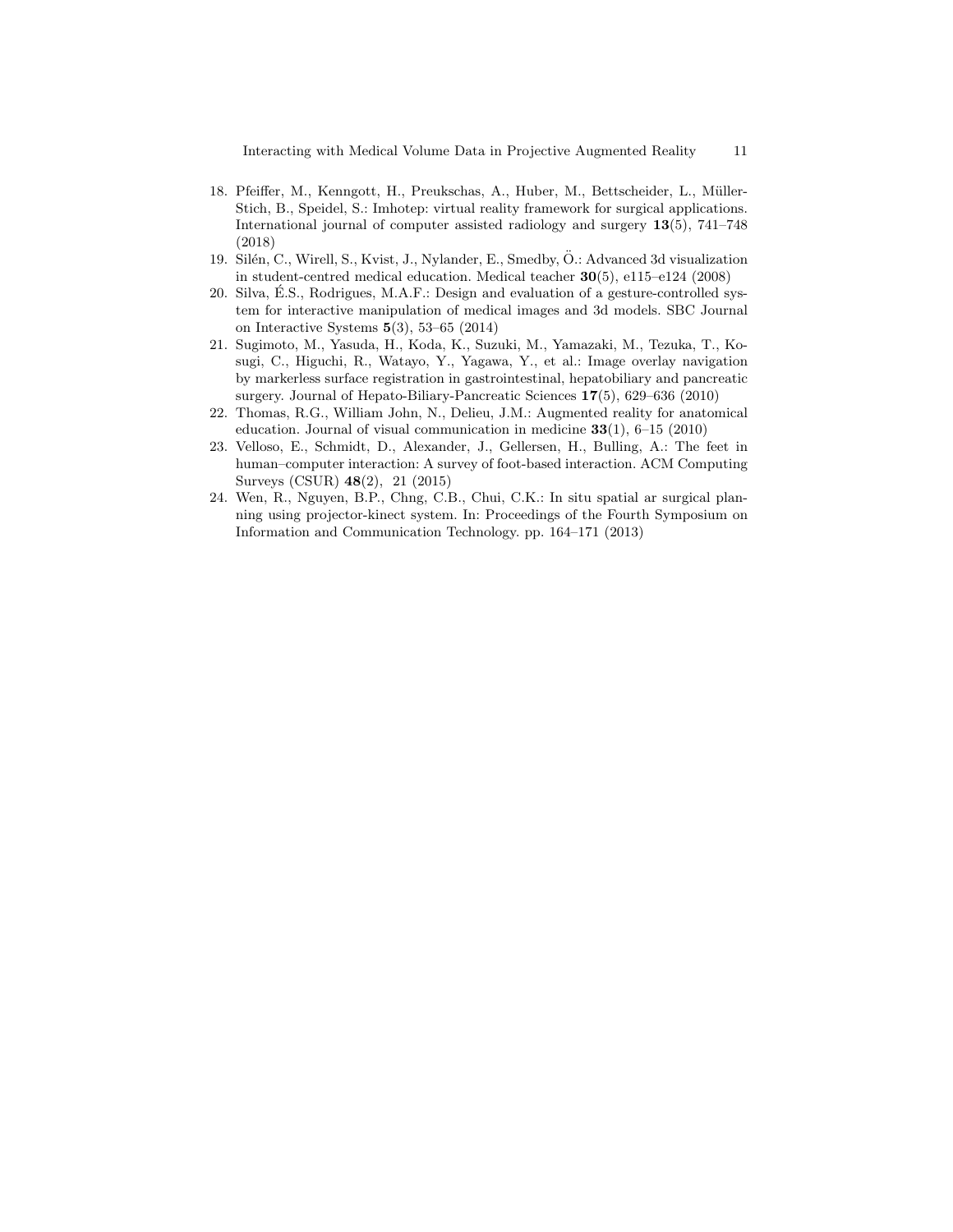18. Pfeiffer, M., Kenngott, H., Preukschas, A., Huber, M., Bettscheider, L., Müller-Stich, B., Speidel, S.: Imhotep: virtual reality framework for surgical applications. International journal of computer assisted radiology and surgery **13**(5), 741–748 (2018)
19. Silén, C., Wirell, S., Kvist, J., Nylander, E., Smedby, Ö.: Advanced 3d visualization in student-centred medical education. Medical teacher **30**(5), e115–e124 (2008)
20. Silva, É.S., Rodrigues, M.A.F.: Design and evaluation of a gesture-controlled system for interactive manipulation of medical images and 3d models. SBC Journal on Interactive Systems **5**(3), 53–65 (2014)
21. Sugimoto, M., Yasuda, H., Koda, K., Suzuki, M., Yamazaki, M., Tezuka, T., Kosugi, C., Higuchi, R., Watayo, Y., Yagawa, Y., et al.: Image overlay navigation by markerless surface registration in gastrointestinal, hepatobiliary and pancreatic surgery. Journal of Hepato-Biliary-Pancreatic Sciences **17**(5), 629–636 (2010)
22. Thomas, R.G., William John, N., Delieu, J.M.: Augmented reality for anatomical education. Journal of visual communication in medicine **33**(1), 6–15 (2010)
23. Velloso, E., Schmidt, D., Alexander, J., Gellersen, H., Bulling, A.: The feet in human–computer interaction: A survey of foot-based interaction. ACM Computing Surveys (CSUR) **48**(2), 21 (2015)
24. Wen, R., Nguyen, B.P., Chng, C.B., Chui, C.K.: In situ spatial ar surgical planning using projector-kinect system. In: Proceedings of the Fourth Symposium on Information and Communication Technology. pp. 164–171 (2013)